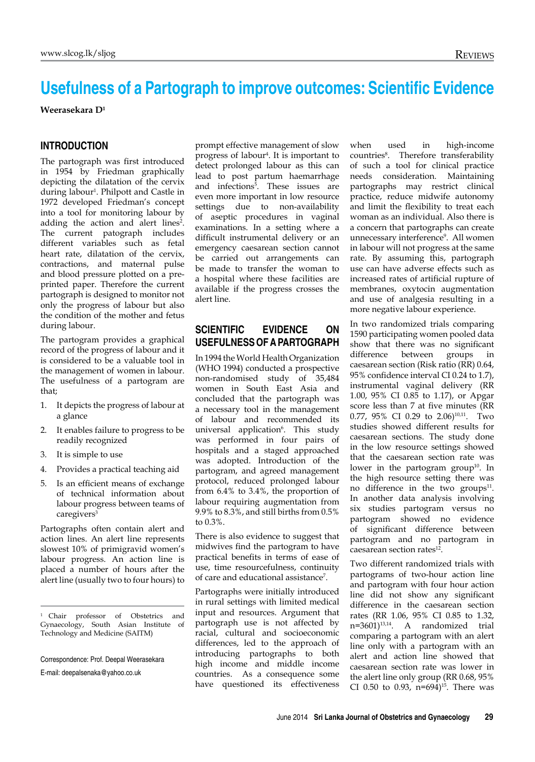# Usefulness of a Partograph to improve outcomes: Scientific Evidence

**Weerasekara D**[1]

## INTRODUCTION

The partograph was first introduced in 1954 by Friedman graphically depicting the dilatation of the cervix during labour[1]. Philpott and Castle in 1972 developed Friedman's concept into a tool for monitoring labour by adding the action and alert lines[2]. The current patograph includes different variables such as fetal heart rate, dilatation of the cervix, contractions, and maternal pulse and blood pressure plotted on a pre-printed paper. Therefore the current partograph is designed to monitor not only the progress of labour but also the condition of the mother and fetus during labour.

The partogram provides a graphical record of the progress of labour and it is considered to be a valuable tool in the management of women in labour. The usefulness of a partogram are that;

1. It depicts the progress of labour at a glance
2. It enables failure to progress to be readily recognized
3. It is simple to use
4. Provides a practical teaching aid
5. Is an efficient means of exchange of technical information about labour progress between teams of caregivers[3]

Partographs often contain alert and action lines. An alert line represents slowest 10% of primigravid women's labour progress. An action line is placed a number of hours after the alert line (usually two to four hours) to prompt effective management of slow progress of labour[4]. It is important to detect prolonged labour as this can lead to post partum haemarrhage and infections[5]. These issues are even more important in low resource settings due to non-availability of aseptic procedures in vaginal examinations. In a setting where a difficult instrumental delivery or an emergency caesarean section cannot be carried out arrangements can be made to transfer the woman to a hospital where these facilities are available if the progress crosses the alert line.

## SCIENTIFIC EVIDENCE ON USEFULNESS OF A PARTOGRAPH

In 1994 the World Health Organization (WHO 1994) conducted a prospective non-randomised study of 35,484 women in South East Asia and concluded that the partograph was a necessary tool in the management of labour and recommended its universal application[6]. This study was performed in four pairs of hospitals and a staged approached was adopted. Introduction of the partogram, and agreed management protocol, reduced prolonged labour from 6.4% to 3.4%, the proportion of labour requiring augmentation from 9.9% to 8.3%, and still births from 0.5% to 0.3%.

There is also evidence to suggest that midwives find the partogram to have practical benefits in terms of ease of use, time resourcefulness, continuity of care and educational assistance[7].

Partographs were initially introduced in rural settings with limited medical input and resources. Argument that partograph use is not affected by racial, cultural and socioeconomic differences, led to the approach of introducing partographs to both high income and middle income countries. As a consequence some have questioned its effectiveness when used in high-income countries[8]. Therefore transferability of such a tool for clinical practice needs consideration. Maintaining partographs may restrict clinical practice, reduce midwife autonomy and limit the flexibility to treat each woman as an individual. Also there is a concern that partographs can create unnecessary interference[9]. All women in labour will not progress at the same rate. By assuming this, partograph use can have adverse effects such as increased rates of artificial rupture of membranes, oxytocin augmentation and use of analgesia resulting in a more negative labour experience.

In two randomized trials comparing 1590 participating women pooled data show that there was no significant difference between groups in caesarean section (Risk ratio (RR) 0.64, 95% confidence interval CI 0.24 to 1.7), instrumental vaginal delivery (RR 1.00, 95% CI 0.85 to 1.17), or Apgar score less than 7 at five minutes (RR 0.77, 95% CI 0.29 to 2.06)[10,11]. Two studies showed different results for caesarean sections. The study done in the low resource settings showed that the caesarean section rate was lower in the partogram group[10]. In the high resource setting there was no difference in the two groups[11]. In another data analysis involving six studies partogram versus no partogram showed no evidence of significant difference between partogram and no partogram in caesarean section rates[12].

Two different randomized trials with partograms of two-hour action line and partogram with four hour action line did not show any significant difference in the caesarean section rates (RR 1.06, 95% CI 0.85 to 1.32, n=3601)[13,14]. A randomized trial comparing a partogram with an alert line only with a partogram with an alert and action line showed that caesarean section rate was lower in the alert line only group (RR 0.68, 95% CI 0.50 to 0.93, n=694)[15]. There was

---

[1] Chair professor of Obstetrics and Gynaecology, South Asian Institute of Technology and Medicine (SAITM)

Correspondence: Prof. Deepal Weerasekara

E-mail: deepalsenaka@yahoo.co.uk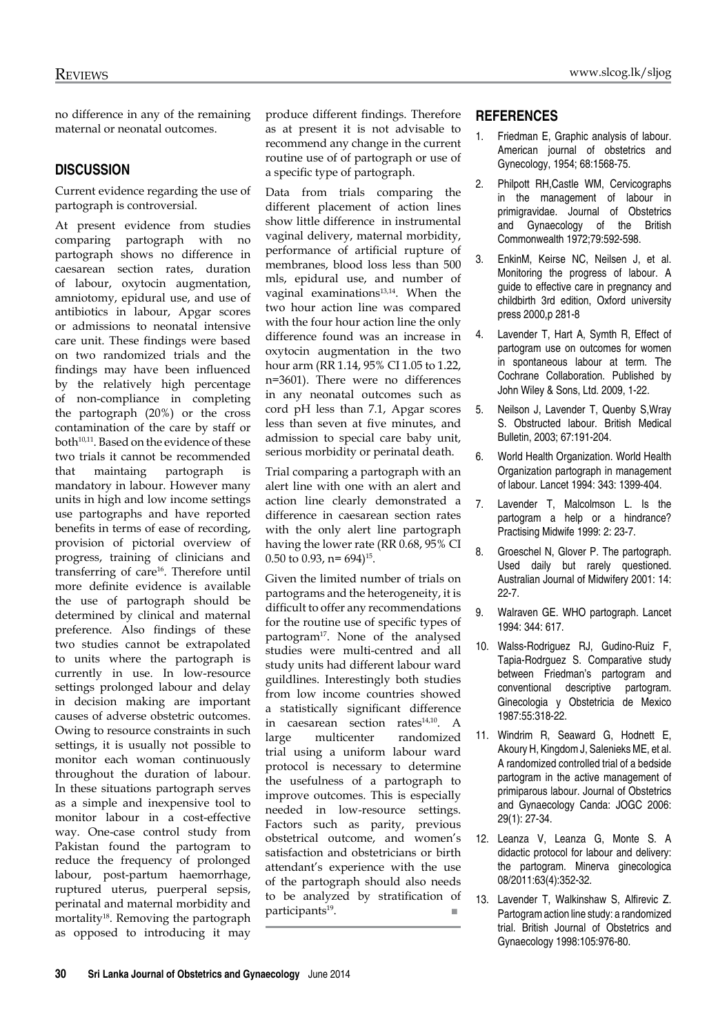no difference in any of the remaining maternal or neonatal outcomes.

## DISCUSSION

Current evidence regarding the use of partograph is controversial.

At present evidence from studies comparing partograph with no partograph shows no difference in caesarean section rates, duration of labour, oxytocin augmentation, amniotomy, epidural use, and use of antibiotics in labour, Apgar scores or admissions to neonatal intensive care unit. These findings were based on two randomized trials and the findings may have been influenced by the relatively high percentage of non-compliance in completing the partograph (20%) or the cross contamination of the care by staff or both[10,11]. Based on the evidence of these two trials it cannot be recommended that maintaing partograph is mandatory in labour. However many units in high and low income settings use partographs and have reported benefits in terms of ease of recording, provision of pictorial overview of progress, training of clinicians and transferring of care[16]. Therefore until more definite evidence is available the use of partograph should be determined by clinical and maternal preference. Also findings of these two studies cannot be extrapolated to units where the partograph is currently in use. In low-resource settings prolonged labour and delay in decision making are important causes of adverse obstetric outcomes. Owing to resource constraints in such settings, it is usually not possible to monitor each woman continuously throughout the duration of labour. In these situations partograph serves as a simple and inexpensive tool to monitor labour in a cost-effective way. One-case control study from Pakistan found the partogram to reduce the frequency of prolonged labour, post-partum haemorrhage, ruptured uterus, puerperal sepsis, perinatal and maternal morbidity and mortality[18]. Removing the partograph as opposed to introducing it may produce different findings. Therefore as at present it is not advisable to recommend any change in the current routine use of of partograph or use of a specific type of partograph.

Data from trials comparing the different placement of action lines show little difference in instrumental vaginal delivery, maternal morbidity, performance of artificial rupture of membranes, blood loss less than 500 mls, epidural use, and number of vaginal examinations[13,14]. When the two hour action line was compared with the four hour action line the only difference found was an increase in oxytocin augmentation in the two hour arm (RR 1.14, 95% CI 1.05 to 1.22, n=3601). There were no differences in any neonatal outcomes such as cord pH less than 7.1, Apgar scores less than seven at five minutes, and admission to special care baby unit, serious morbidity or perinatal death.

Trial comparing a partograph with an alert line with one with an alert and action line clearly demonstrated a difference in caesarean section rates with the only alert line partograph having the lower rate (RR 0.68, 95% CI 0.50 to 0.93, n= 694)[15].

Given the limited number of trials on partograms and the heterogeneity, it is difficult to offer any recommendations for the routine use of specific types of partogram[17]. None of the analysed studies were multi-centred and all study units had different labour ward guildlines. Interestingly both studies from low income countries showed a statistically significant difference in caesarean section rates[14,10]. A large multicenter randomized trial using a uniform labour ward protocol is necessary to determine the usefulness of a partograph to improve outcomes. This is especially needed in low-resource settings. Factors such as parity, previous obstetrical outcome, and women's satisfaction and obstetricians or birth attendant's experience with the use of the partograph should also needs to be analyzed by stratification of participants[19].

## REFERENCES

1. Friedman E, Graphic analysis of labour. American journal of obstetrics and Gynecology, 1954; 68:1568-75.
2. Philpott RH,Castle WM, Cervicographs in the management of labour in primigravidae. Journal of Obstetrics and Gynaecology of the British Commonwealth 1972;79:592-598.
3. EnkinM, Keirse NC, Neilsen J, et al. Monitoring the progress of labour. A guide to effective care in pregnancy and childbirth 3rd edition, Oxford university press 2000,p 281-8
4. Lavender T, Hart A, Symth R, Effect of partogram use on outcomes for women in spontaneous labour at term. The Cochrane Collaboration. Published by John Wiley & Sons, Ltd. 2009, 1-22.
5. Neilson J, Lavender T, Quenby S,Wray S. Obstructed labour. British Medical Bulletin, 2003; 67:191-204.
6. World Health Organization. World Health Organization partograph in management of labour. Lancet 1994: 343: 1399-404.
7. Lavender T, Malcolmson L. Is the partogram a help or a hindrance? Practising Midwife 1999: 2: 23-7.
8. Groeschel N, Glover P. The partograph. Used daily but rarely questioned. Australian Journal of Midwifery 2001: 14: 22-7.
9. Walraven GE. WHO partograph. Lancet 1994: 344: 617.
10. Walss-Rodriguez RJ, Gudino-Ruiz F, Tapia-Rodrguez S. Comparative study between Friedman's partogram and conventional descriptive partogram. Ginecologia y Obstetricia de Mexico 1987:55:318-22.
11. Windrim R, Seaward G, Hodnett E, Akoury H, Kingdom J, Salenieks ME, et al. A randomized controlled trial of a bedside partogram in the active management of primiparous labour. Journal of Obstetrics and Gynaecology Canda: JOGC 2006: 29(1): 27-34.
12. Leanza V, Leanza G, Monte S. A didactic protocol for labour and delivery: the partogram. Minerva ginecologica 08/2011:63(4):352-32.
13. Lavender T, Walkinshaw S, Alfirevic Z. Partogram action line study: a randomized trial. British Journal of Obstetrics and Gynaecology 1998:105:976-80.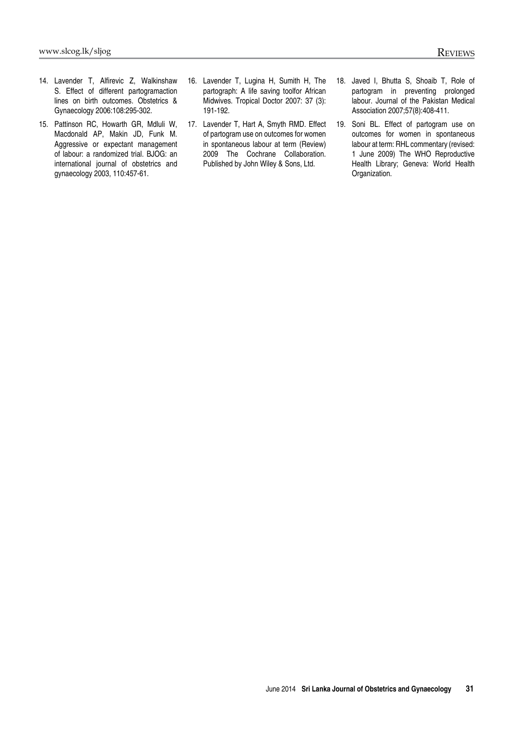14. Lavender T, Alfirevic Z, Walkinshaw S. Effect of different partogramaction lines on birth outcomes. Obstetrics & Gynaecology 2006:108:295-302.

15. Pattinson RC, Howarth GR, Mdluli W, Macdonald AP, Makin JD, Funk M. Aggressive or expectant management of labour: a randomized trial. BJOG: an international journal of obstetrics and gynaecology 2003, 110:457-61.

16. Lavender T, Lugina H, Sumith H, The partograph: A life saving toolfor African Midwives. Tropical Doctor 2007: 37 (3): 191-192.

17. Lavender T, Hart A, Smyth RMD. Effect of partogram use on outcomes for women in spontaneous labour at term (Review) 2009 The Cochrane Collaboration. Published by John Wiley & Sons, Ltd.

18. Javed I, Bhutta S, Shoaib T, Role of partogram in preventing prolonged labour. Journal of the Pakistan Medical Association 2007;57(8):408-411.

19. Soni BL. Effect of partogram use on outcomes for women in spontaneous labour at term: RHL commentary (revised: 1 June 2009) The WHO Reproductive Health Library; Geneva: World Health Organization.